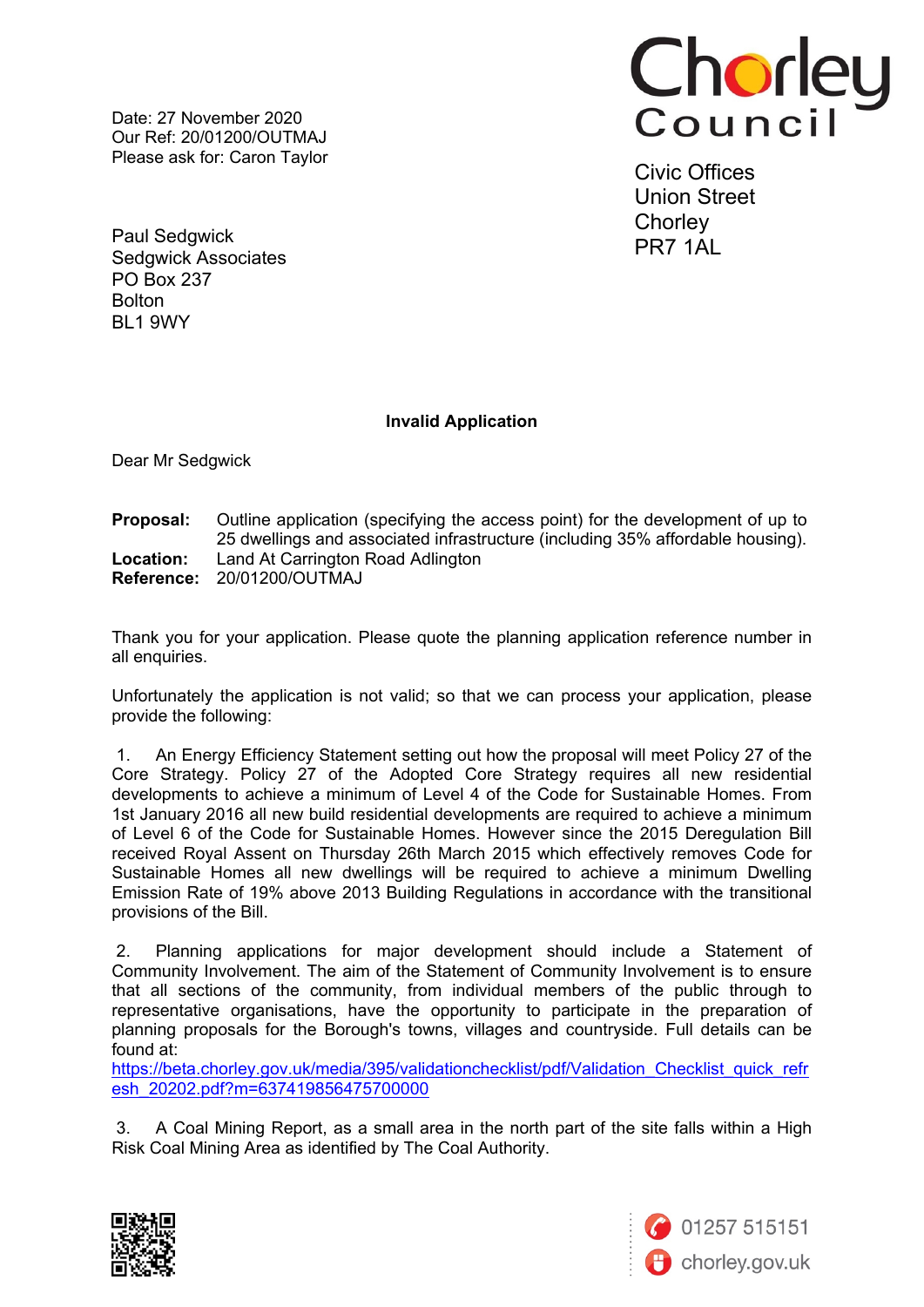Date: 27 November 2020
Our Ref: 20/01200/OUTMAJ
Please ask for: Caron Taylor

Chorley Council

Civic Offices
Union Street
Chorley
PR7 1AL

Paul Sedgwick
Sedgwick Associates
PO Box 237
Bolton
BL1 9WY

**Invalid Application**

Dear Mr Sedgwick

**Proposal:** Outline application (specifying the access point) for the development of up to 25 dwellings and associated infrastructure (including 35% affordable housing).
**Location:** Land At Carrington Road Adlington
**Reference:** 20/01200/OUTMAJ

Thank you for your application. Please quote the planning application reference number in all enquiries.

Unfortunately the application is not valid; so that we can process your application, please provide the following:

1. An Energy Efficiency Statement setting out how the proposal will meet Policy 27 of the Core Strategy. Policy 27 of the Adopted Core Strategy requires all new residential developments to achieve a minimum of Level 4 of the Code for Sustainable Homes. From 1st January 2016 all new build residential developments are required to achieve a minimum of Level 6 of the Code for Sustainable Homes. However since the 2015 Deregulation Bill received Royal Assent on Thursday 26th March 2015 which effectively removes Code for Sustainable Homes all new dwellings will be required to achieve a minimum Dwelling Emission Rate of 19% above 2013 Building Regulations in accordance with the transitional provisions of the Bill.

2. Planning applications for major development should include a Statement of Community Involvement. The aim of the Statement of Community Involvement is to ensure that all sections of the community, from individual members of the public through to representative organisations, have the opportunity to participate in the preparation of planning proposals for the Borough's towns, villages and countryside. Full details can be found at:
https://beta.chorley.gov.uk/media/395/validationchecklist/pdf/Validation_Checklist_quick_refresh_20202.pdf?m=637419856475700000

3. A Coal Mining Report, as a small area in the north part of the site falls within a High Risk Coal Mining Area as identified by The Coal Authority.

01257 515151
chorley.gov.uk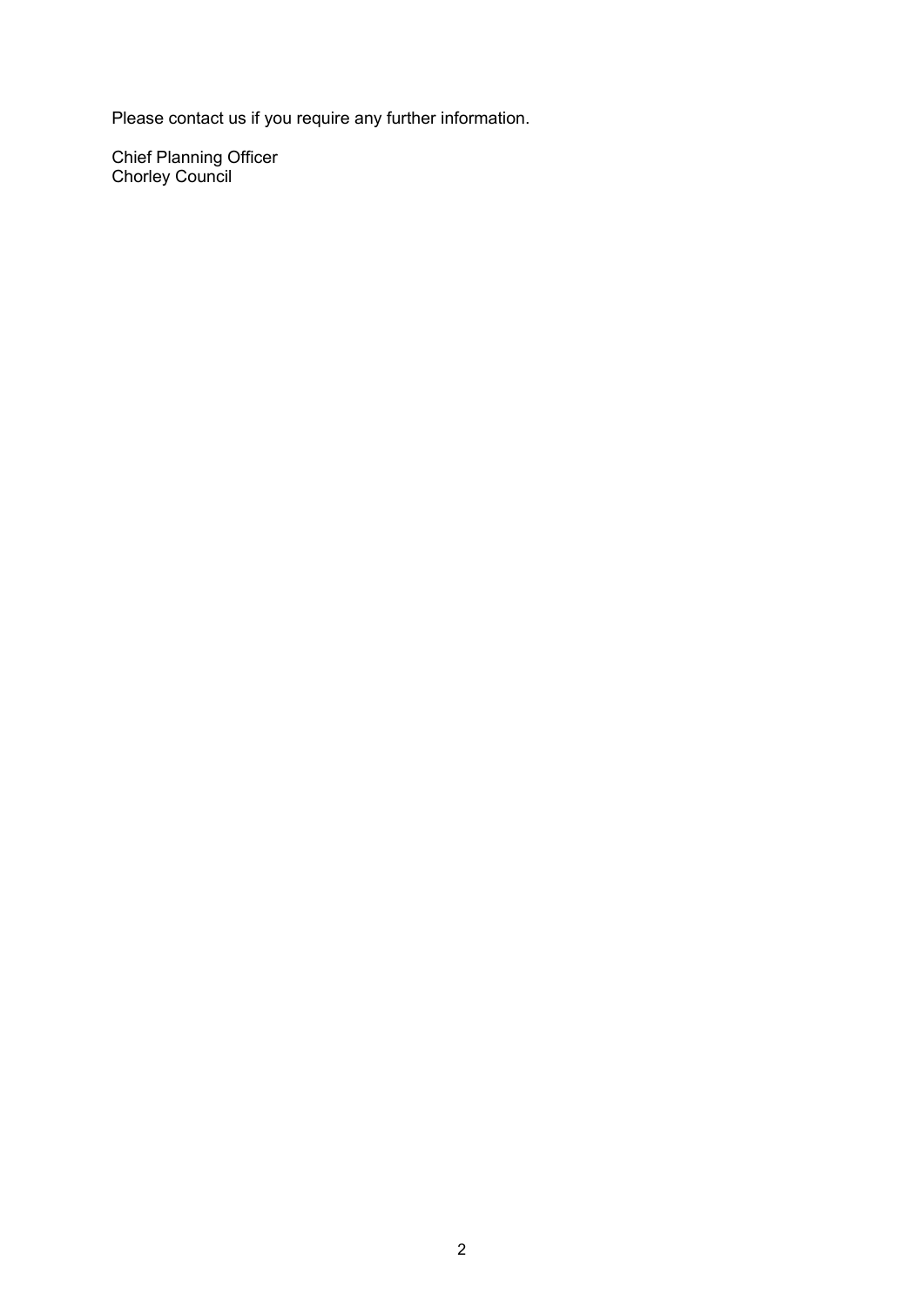Please contact us if you require any further information.

Chief Planning Officer
Chorley Council